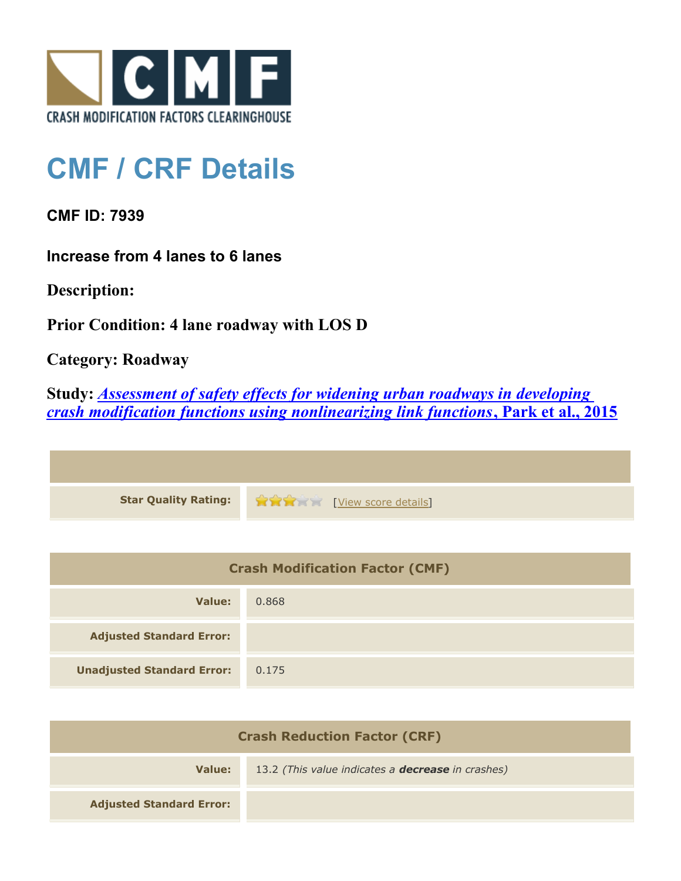CRASH MODIFICATION FACTORS CLEARINGHOUSE

# CMF / CRF Details

**CMF ID: 7939**

**Increase from 4 lanes to 6 lanes**

**Description:**

**Prior Condition: 4 lane roadway with LOS D**

**Category: Roadway**

**Study:** ***Assessment of safety effects for widening urban roadways in developing crash modification functions using nonlinearizing link functions*, Park et al., 2015**

| | |
|---|---|
| **Star Quality Rating:** | 3 of 5 stars [View score details] |

| Crash Modification Factor (CMF) | |
|---|---|
| **Value:** | 0.868 |
| **Adjusted Standard Error:** | |
| **Unadjusted Standard Error:** | 0.175 |

| Crash Reduction Factor (CRF) | |
|---|---|
| **Value:** | 13.2 *(This value indicates a **decrease** in crashes)* |
| **Adjusted Standard Error:** | |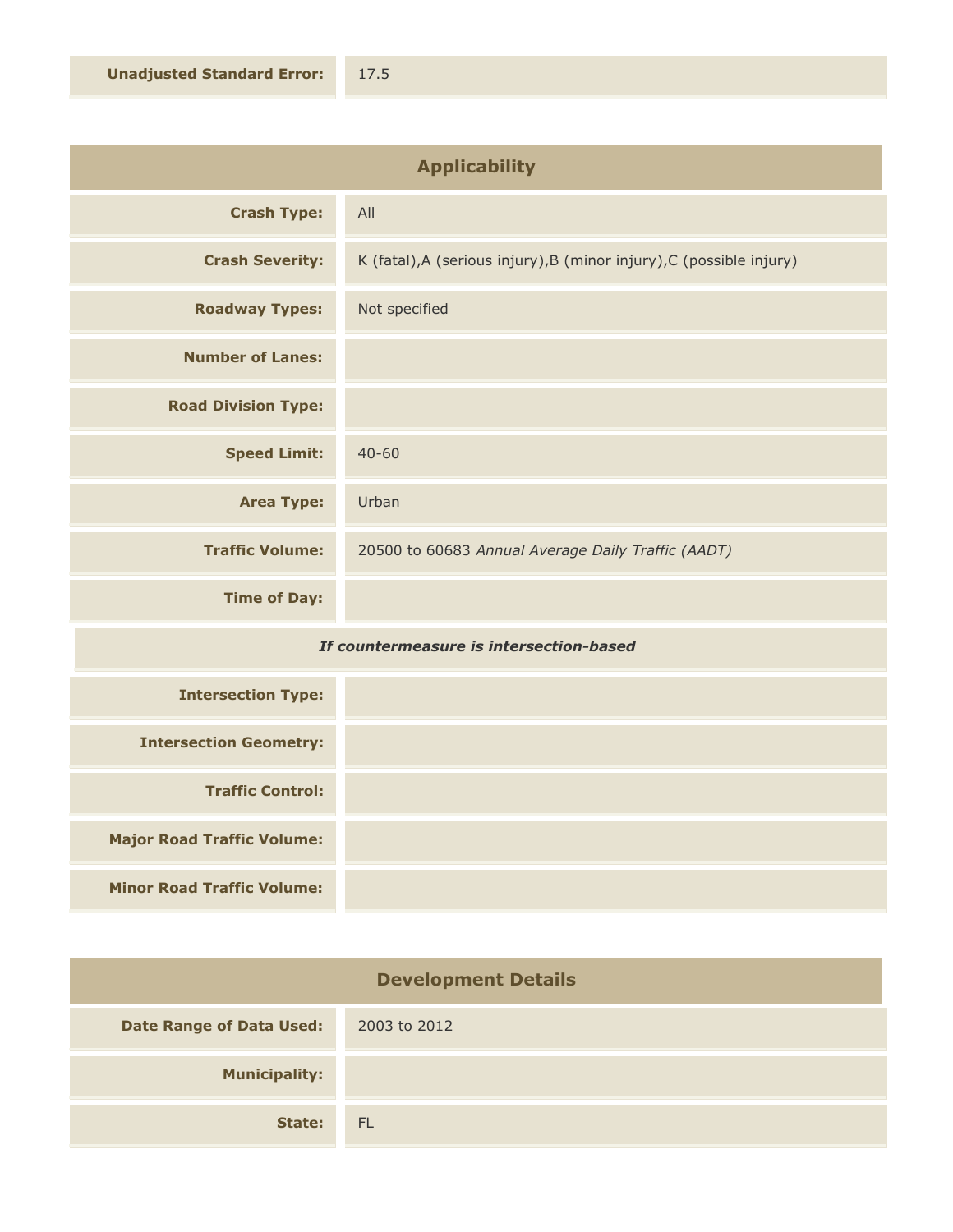| | |
|---|---|
| **Unadjusted Standard Error:** | 17.5 |

## Applicability

| | |
|---|---|
| **Crash Type:** | All |
| **Crash Severity:** | K (fatal),A (serious injury),B (minor injury),C (possible injury) |
| **Roadway Types:** | Not specified |
| **Number of Lanes:** | |
| **Road Division Type:** | |
| **Speed Limit:** | 40-60 |
| **Area Type:** | Urban |
| **Traffic Volume:** | 20500 to 60683 *Annual Average Daily Traffic (AADT)* |
| **Time of Day:** | |

*If countermeasure is intersection-based*

| | |
|---|---|
| **Intersection Type:** | |
| **Intersection Geometry:** | |
| **Traffic Control:** | |
| **Major Road Traffic Volume:** | |
| **Minor Road Traffic Volume:** | |

## Development Details

| | |
|---|---|
| **Date Range of Data Used:** | 2003 to 2012 |
| **Municipality:** | |
| **State:** | FL |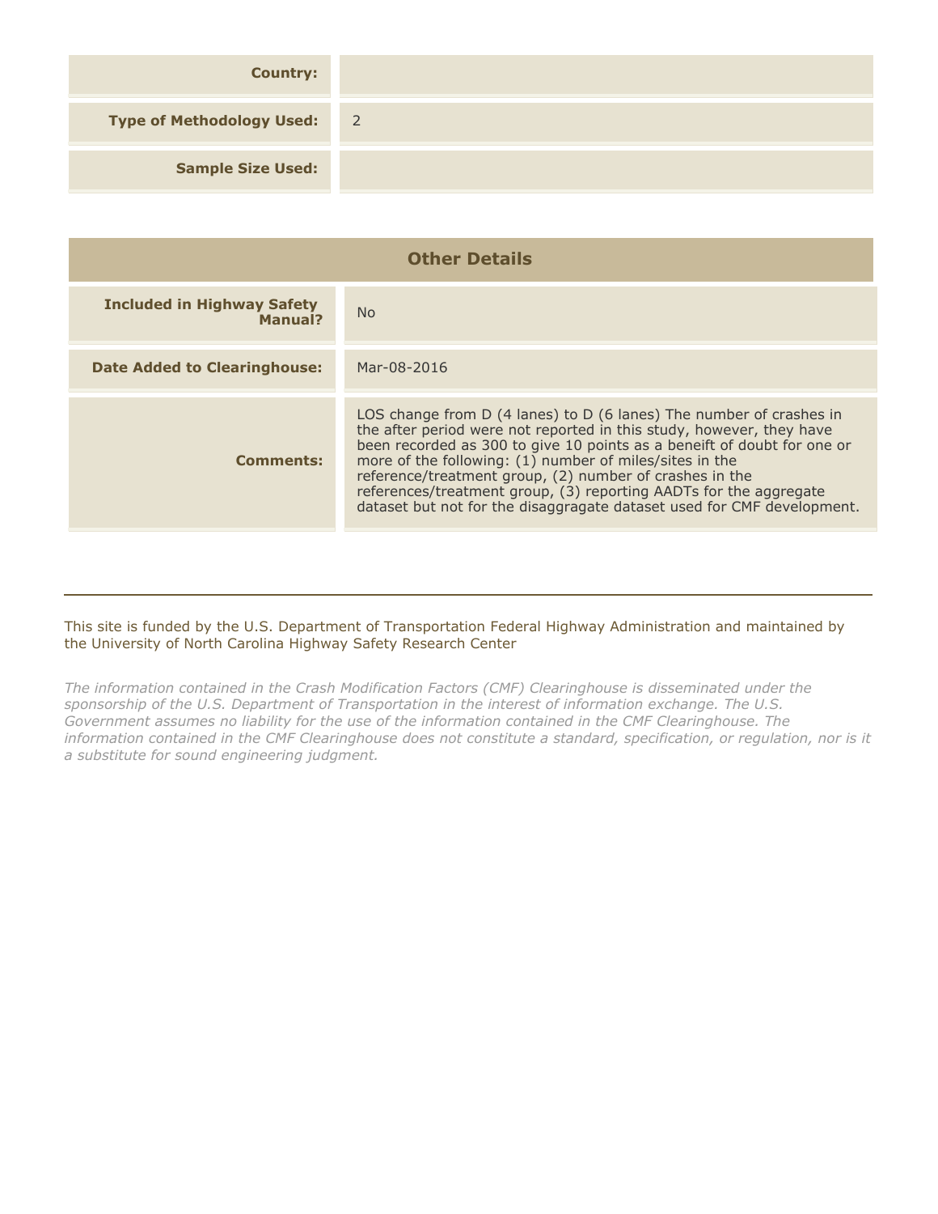| | |
|---|---|
| **Country:** | |
| **Type of Methodology Used:** | 2 |
| **Sample Size Used:** | |

## Other Details

| | |
|---|---|
| **Included in Highway Safety Manual?** | No |
| **Date Added to Clearinghouse:** | Mar-08-2016 |
| **Comments:** | LOS change from D (4 lanes) to D (6 lanes) The number of crashes in the after period were not reported in this study, however, they have been recorded as 300 to give 10 points as a beneift of doubt for one or more of the following: (1) number of miles/sites in the reference/treatment group, (2) number of crashes in the references/treatment group, (3) reporting AADTs for the aggregate dataset but not for the disaggragate dataset used for CMF development. |

---

This site is funded by the U.S. Department of Transportation Federal Highway Administration and maintained by the University of North Carolina Highway Safety Research Center

*The information contained in the Crash Modification Factors (CMF) Clearinghouse is disseminated under the sponsorship of the U.S. Department of Transportation in the interest of information exchange. The U.S. Government assumes no liability for the use of the information contained in the CMF Clearinghouse. The information contained in the CMF Clearinghouse does not constitute a standard, specification, or regulation, nor is it a substitute for sound engineering judgment.*